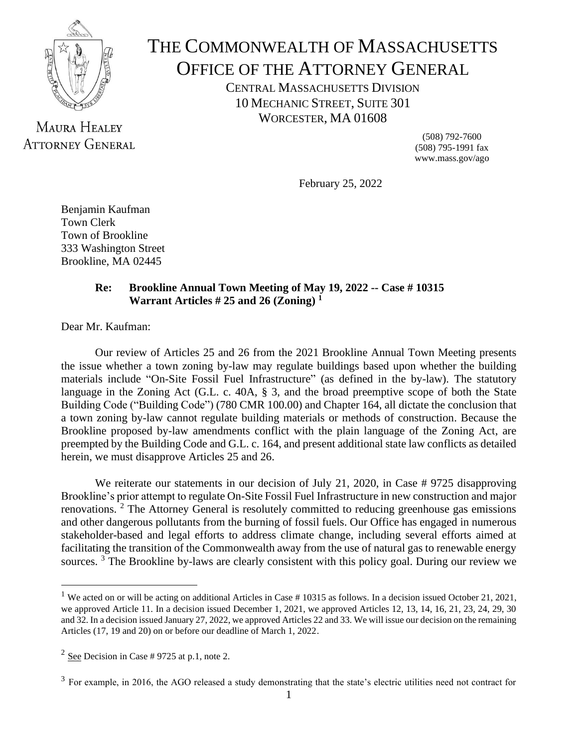# THE COMMONWEALTH OF MASSACHUSETTS
# OFFICE OF THE ATTORNEY GENERAL

CENTRAL MASSACHUSETTS DIVISION
10 MECHANIC STREET, SUITE 301
WORCESTER, MA 01608

MAURA HEALEY
ATTORNEY GENERAL

(508) 792-7600
(508) 795-1991 fax
www.mass.gov/ago

February 25, 2022

Benjamin Kaufman
Town Clerk
Town of Brookline
333 Washington Street
Brookline, MA 02445

**Re: Brookline Annual Town Meeting of May 19, 2022 -- Case # 10315**
**Warrant Articles # 25 and 26 (Zoning) [1]**

Dear Mr. Kaufman:

Our review of Articles 25 and 26 from the 2021 Brookline Annual Town Meeting presents the issue whether a town zoning by-law may regulate buildings based upon whether the building materials include "On-Site Fossil Fuel Infrastructure" (as defined in the by-law). The statutory language in the Zoning Act (G.L. c. 40A, § 3, and the broad preemptive scope of both the State Building Code ("Building Code") (780 CMR 100.00) and Chapter 164, all dictate the conclusion that a town zoning by-law cannot regulate building materials or methods of construction. Because the Brookline proposed by-law amendments conflict with the plain language of the Zoning Act, are preempted by the Building Code and G.L. c. 164, and present additional state law conflicts as detailed herein, we must disapprove Articles 25 and 26.

We reiterate our statements in our decision of July 21, 2020, in Case # 9725 disapproving Brookline's prior attempt to regulate On-Site Fossil Fuel Infrastructure in new construction and major renovations. [2] The Attorney General is resolutely committed to reducing greenhouse gas emissions and other dangerous pollutants from the burning of fossil fuels. Our Office has engaged in numerous stakeholder-based and legal efforts to address climate change, including several efforts aimed at facilitating the transition of the Commonwealth away from the use of natural gas to renewable energy sources. [3] The Brookline by-laws are clearly consistent with this policy goal. During our review we

---

[1] We acted on or will be acting on additional Articles in Case # 10315 as follows. In a decision issued October 21, 2021, we approved Article 11. In a decision issued December 1, 2021, we approved Articles 12, 13, 14, 16, 21, 23, 24, 29, 30 and 32. In a decision issued January 27, 2022, we approved Articles 22 and 33. We will issue our decision on the remaining Articles (17, 19 and 20) on or before our deadline of March 1, 2022.

[2] See Decision in Case # 9725 at p.1, note 2.

[3] For example, in 2016, the AGO released a study demonstrating that the state's electric utilities need not contract for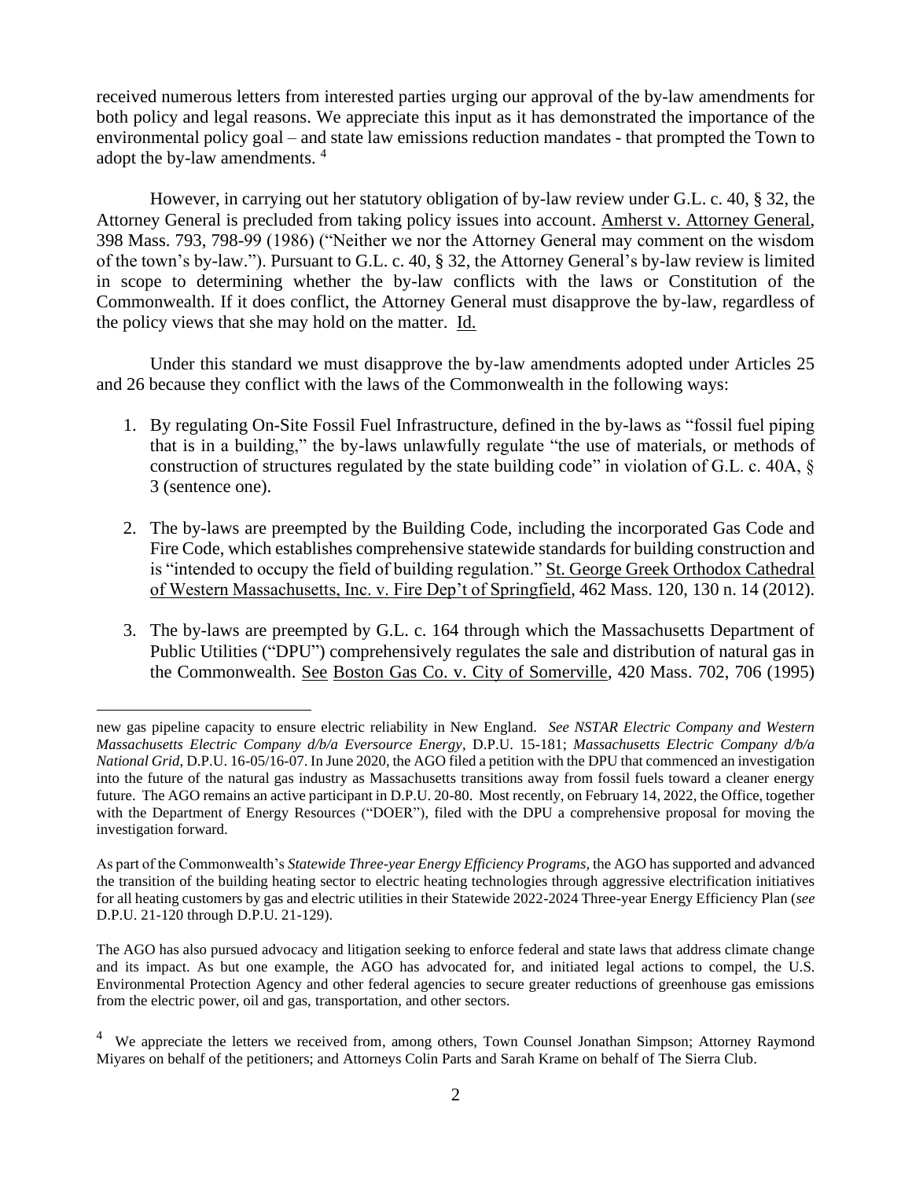received numerous letters from interested parties urging our approval of the by-law amendments for both policy and legal reasons. We appreciate this input as it has demonstrated the importance of the environmental policy goal – and state law emissions reduction mandates - that prompted the Town to adopt the by-law amendments. [4]

However, in carrying out her statutory obligation of by-law review under G.L. c. 40, § 32, the Attorney General is precluded from taking policy issues into account. Amherst v. Attorney General, 398 Mass. 793, 798-99 (1986) ("Neither we nor the Attorney General may comment on the wisdom of the town's by-law."). Pursuant to G.L. c. 40, § 32, the Attorney General's by-law review is limited in scope to determining whether the by-law conflicts with the laws or Constitution of the Commonwealth. If it does conflict, the Attorney General must disapprove the by-law, regardless of the policy views that she may hold on the matter. Id.

Under this standard we must disapprove the by-law amendments adopted under Articles 25 and 26 because they conflict with the laws of the Commonwealth in the following ways:

1. By regulating On-Site Fossil Fuel Infrastructure, defined in the by-laws as "fossil fuel piping that is in a building," the by-laws unlawfully regulate "the use of materials, or methods of construction of structures regulated by the state building code" in violation of G.L. c. 40A, § 3 (sentence one).

2. The by-laws are preempted by the Building Code, including the incorporated Gas Code and Fire Code, which establishes comprehensive statewide standards for building construction and is "intended to occupy the field of building regulation." St. George Greek Orthodox Cathedral of Western Massachusetts, Inc. v. Fire Dep't of Springfield, 462 Mass. 120, 130 n. 14 (2012).

3. The by-laws are preempted by G.L. c. 164 through which the Massachusetts Department of Public Utilities ("DPU") comprehensively regulates the sale and distribution of natural gas in the Commonwealth. See Boston Gas Co. v. City of Somerville, 420 Mass. 702, 706 (1995)

---

new gas pipeline capacity to ensure electric reliability in New England. *See NSTAR Electric Company and Western Massachusetts Electric Company d/b/a Eversource Energy*, D.P.U. 15-181; *Massachusetts Electric Company d/b/a National Grid*, D.P.U. 16-05/16-07. In June 2020, the AGO filed a petition with the DPU that commenced an investigation into the future of the natural gas industry as Massachusetts transitions away from fossil fuels toward a cleaner energy future. The AGO remains an active participant in D.P.U. 20-80. Most recently, on February 14, 2022, the Office, together with the Department of Energy Resources ("DOER"), filed with the DPU a comprehensive proposal for moving the investigation forward.

As part of the Commonwealth's *Statewide Three-year Energy Efficiency Programs*, the AGO has supported and advanced the transition of the building heating sector to electric heating technologies through aggressive electrification initiatives for all heating customers by gas and electric utilities in their Statewide 2022-2024 Three-year Energy Efficiency Plan (*see* D.P.U. 21-120 through D.P.U. 21-129).

The AGO has also pursued advocacy and litigation seeking to enforce federal and state laws that address climate change and its impact. As but one example, the AGO has advocated for, and initiated legal actions to compel, the U.S. Environmental Protection Agency and other federal agencies to secure greater reductions of greenhouse gas emissions from the electric power, oil and gas, transportation, and other sectors.

[4] We appreciate the letters we received from, among others, Town Counsel Jonathan Simpson; Attorney Raymond Miyares on behalf of the petitioners; and Attorneys Colin Parts and Sarah Krame on behalf of The Sierra Club.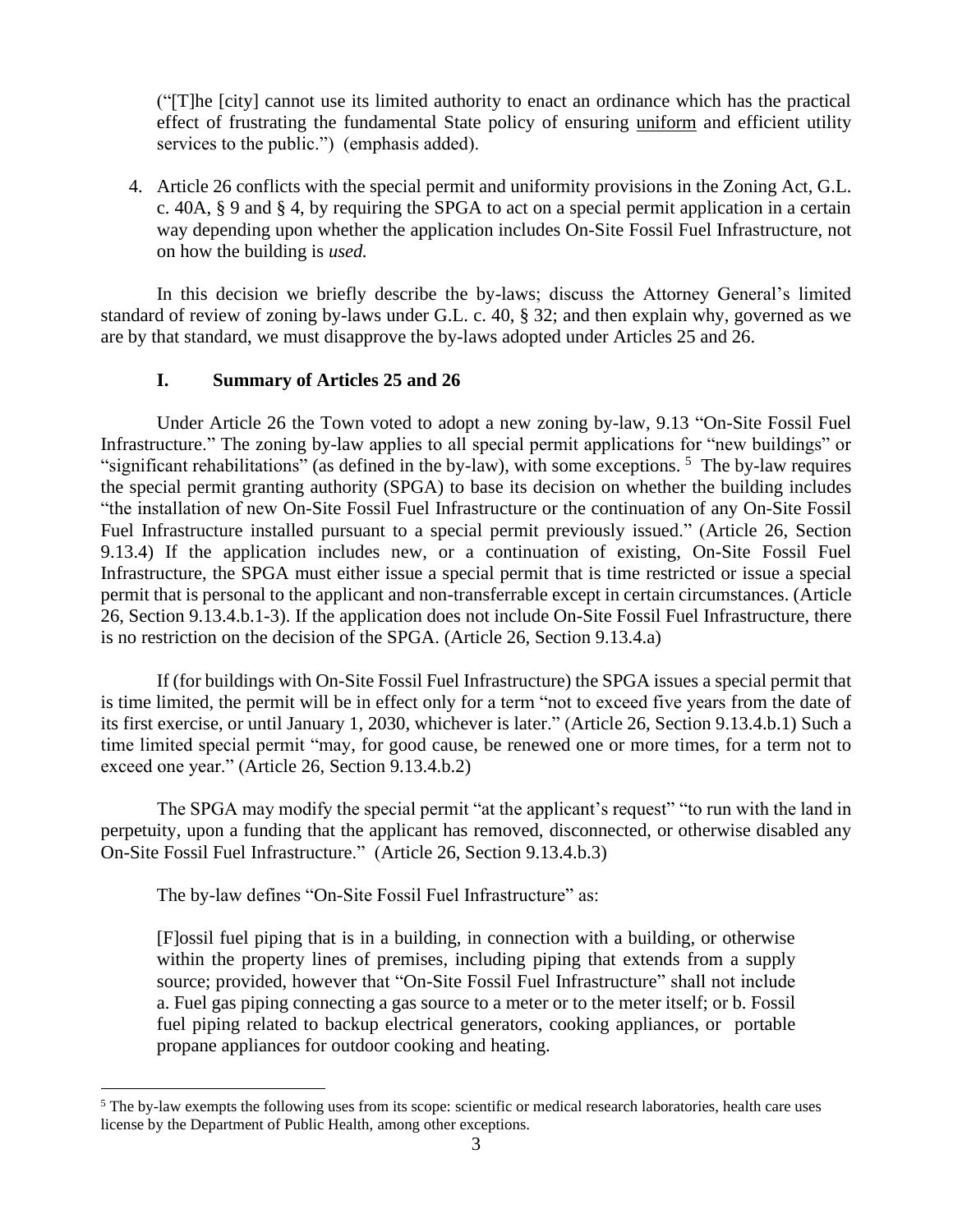("[T]he [city] cannot use its limited authority to enact an ordinance which has the practical effect of frustrating the fundamental State policy of ensuring uniform and efficient utility services to the public.") (emphasis added).

4. Article 26 conflicts with the special permit and uniformity provisions in the Zoning Act, G.L. c. 40A, § 9 and § 4, by requiring the SPGA to act on a special permit application in a certain way depending upon whether the application includes On-Site Fossil Fuel Infrastructure, not on how the building is *used.*

In this decision we briefly describe the by-laws; discuss the Attorney General's limited standard of review of zoning by-laws under G.L. c. 40, § 32; and then explain why, governed as we are by that standard, we must disapprove the by-laws adopted under Articles 25 and 26.

## I. Summary of Articles 25 and 26

Under Article 26 the Town voted to adopt a new zoning by-law, 9.13 "On-Site Fossil Fuel Infrastructure." The zoning by-law applies to all special permit applications for "new buildings" or "significant rehabilitations" (as defined in the by-law), with some exceptions. [5] The by-law requires the special permit granting authority (SPGA) to base its decision on whether the building includes "the installation of new On-Site Fossil Fuel Infrastructure or the continuation of any On-Site Fossil Fuel Infrastructure installed pursuant to a special permit previously issued." (Article 26, Section 9.13.4) If the application includes new, or a continuation of existing, On-Site Fossil Fuel Infrastructure, the SPGA must either issue a special permit that is time restricted or issue a special permit that is personal to the applicant and non-transferrable except in certain circumstances. (Article 26, Section 9.13.4.b.1-3). If the application does not include On-Site Fossil Fuel Infrastructure, there is no restriction on the decision of the SPGA. (Article 26, Section 9.13.4.a)

If (for buildings with On-Site Fossil Fuel Infrastructure) the SPGA issues a special permit that is time limited, the permit will be in effect only for a term "not to exceed five years from the date of its first exercise, or until January 1, 2030, whichever is later." (Article 26, Section 9.13.4.b.1) Such a time limited special permit "may, for good cause, be renewed one or more times, for a term not to exceed one year." (Article 26, Section 9.13.4.b.2)

The SPGA may modify the special permit "at the applicant's request" "to run with the land in perpetuity, upon a funding that the applicant has removed, disconnected, or otherwise disabled any On-Site Fossil Fuel Infrastructure." (Article 26, Section 9.13.4.b.3)

The by-law defines "On-Site Fossil Fuel Infrastructure" as:

> [F]ossil fuel piping that is in a building, in connection with a building, or otherwise within the property lines of premises, including piping that extends from a supply source; provided, however that "On-Site Fossil Fuel Infrastructure" shall not include a. Fuel gas piping connecting a gas source to a meter or to the meter itself; or b. Fossil fuel piping related to backup electrical generators, cooking appliances, or portable propane appliances for outdoor cooking and heating.

---

[5] The by-law exempts the following uses from its scope: scientific or medical research laboratories, health care uses license by the Department of Public Health, among other exceptions.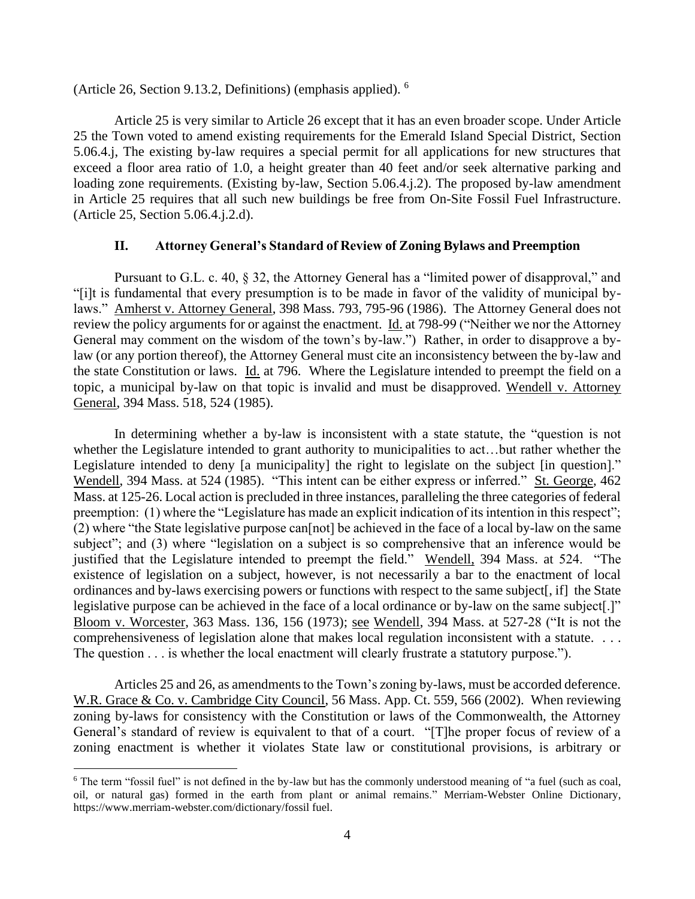(Article 26, Section 9.13.2, Definitions) (emphasis applied). [6]

Article 25 is very similar to Article 26 except that it has an even broader scope. Under Article 25 the Town voted to amend existing requirements for the Emerald Island Special District, Section 5.06.4.j, The existing by-law requires a special permit for all applications for new structures that exceed a floor area ratio of 1.0, a height greater than 40 feet and/or seek alternative parking and loading zone requirements. (Existing by-law, Section 5.06.4.j.2). The proposed by-law amendment in Article 25 requires that all such new buildings be free from On-Site Fossil Fuel Infrastructure. (Article 25, Section 5.06.4.j.2.d).

## II. Attorney General's Standard of Review of Zoning Bylaws and Preemption

Pursuant to G.L. c. 40, § 32, the Attorney General has a "limited power of disapproval," and "[i]t is fundamental that every presumption is to be made in favor of the validity of municipal by-laws." Amherst v. Attorney General, 398 Mass. 793, 795-96 (1986). The Attorney General does not review the policy arguments for or against the enactment. Id. at 798-99 ("Neither we nor the Attorney General may comment on the wisdom of the town's by-law.") Rather, in order to disapprove a by-law (or any portion thereof), the Attorney General must cite an inconsistency between the by-law and the state Constitution or laws. Id. at 796. Where the Legislature intended to preempt the field on a topic, a municipal by-law on that topic is invalid and must be disapproved. Wendell v. Attorney General, 394 Mass. 518, 524 (1985).

In determining whether a by-law is inconsistent with a state statute, the "question is not whether the Legislature intended to grant authority to municipalities to act…but rather whether the Legislature intended to deny [a municipality] the right to legislate on the subject [in question]." Wendell, 394 Mass. at 524 (1985). "This intent can be either express or inferred." St. George, 462 Mass. at 125-26. Local action is precluded in three instances, paralleling the three categories of federal preemption: (1) where the "Legislature has made an explicit indication of its intention in this respect"; (2) where "the State legislative purpose can[not] be achieved in the face of a local by-law on the same subject"; and (3) where "legislation on a subject is so comprehensive that an inference would be justified that the Legislature intended to preempt the field." Wendell, 394 Mass. at 524. "The existence of legislation on a subject, however, is not necessarily a bar to the enactment of local ordinances and by-laws exercising powers or functions with respect to the same subject[, if] the State legislative purpose can be achieved in the face of a local ordinance or by-law on the same subject[.]" Bloom v. Worcester, 363 Mass. 136, 156 (1973); see Wendell, 394 Mass. at 527-28 ("It is not the comprehensiveness of legislation alone that makes local regulation inconsistent with a statute. . . . The question . . . is whether the local enactment will clearly frustrate a statutory purpose.").

Articles 25 and 26, as amendments to the Town's zoning by-laws, must be accorded deference. W.R. Grace & Co. v. Cambridge City Council, 56 Mass. App. Ct. 559, 566 (2002). When reviewing zoning by-laws for consistency with the Constitution or laws of the Commonwealth, the Attorney General's standard of review is equivalent to that of a court. "[T]he proper focus of review of a zoning enactment is whether it violates State law or constitutional provisions, is arbitrary or

---

[6] The term "fossil fuel" is not defined in the by-law but has the commonly understood meaning of "a fuel (such as coal, oil, or natural gas) formed in the earth from plant or animal remains." Merriam-Webster Online Dictionary, https://www.merriam-webster.com/dictionary/fossil fuel.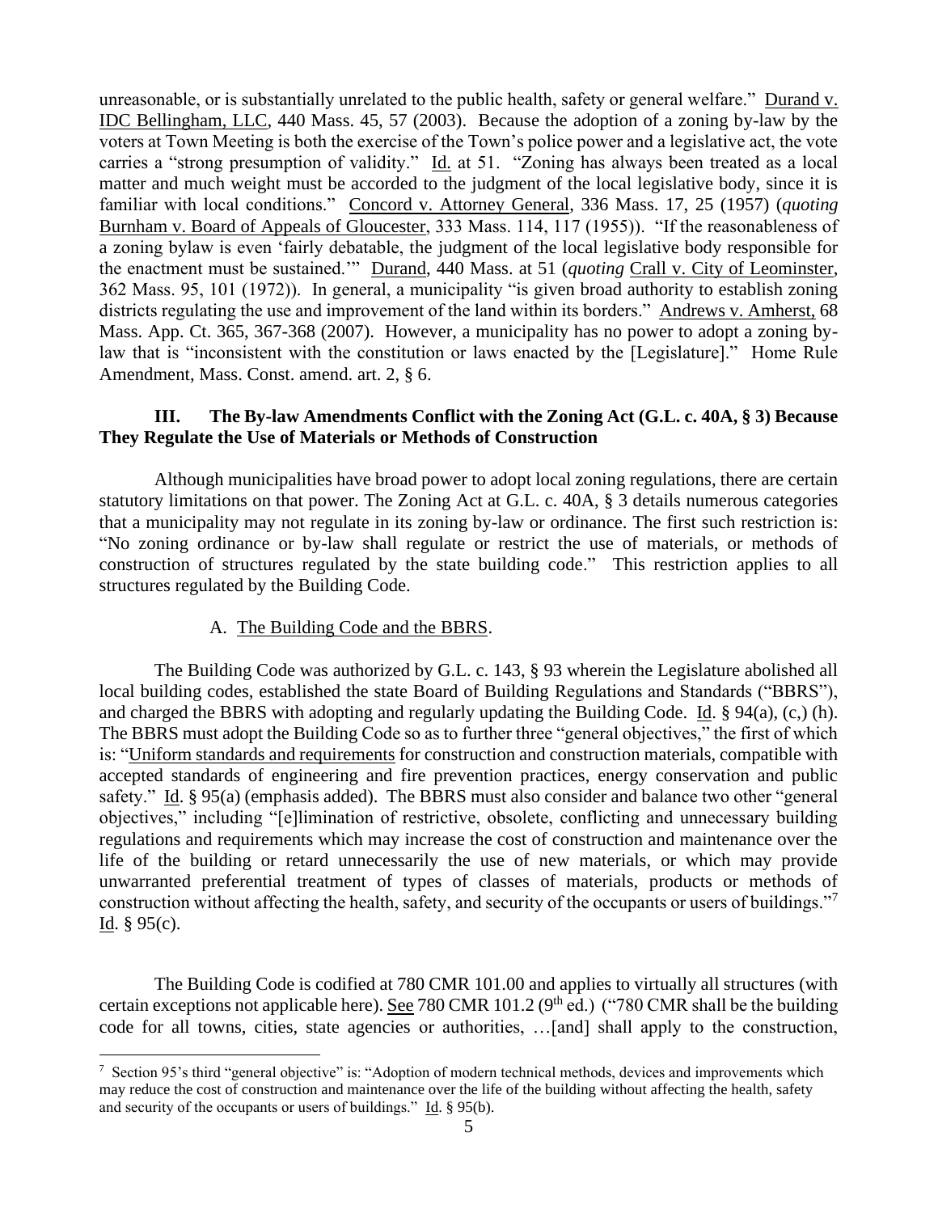unreasonable, or is substantially unrelated to the public health, safety or general welfare." Durand v. IDC Bellingham, LLC, 440 Mass. 45, 57 (2003). Because the adoption of a zoning by-law by the voters at Town Meeting is both the exercise of the Town's police power and a legislative act, the vote carries a "strong presumption of validity." Id. at 51. "Zoning has always been treated as a local matter and much weight must be accorded to the judgment of the local legislative body, since it is familiar with local conditions." Concord v. Attorney General, 336 Mass. 17, 25 (1957) (*quoting* Burnham v. Board of Appeals of Gloucester, 333 Mass. 114, 117 (1955)). "If the reasonableness of a zoning bylaw is even 'fairly debatable, the judgment of the local legislative body responsible for the enactment must be sustained.'" Durand, 440 Mass. at 51 (*quoting* Crall v. City of Leominster, 362 Mass. 95, 101 (1972)). In general, a municipality "is given broad authority to establish zoning districts regulating the use and improvement of the land within its borders." Andrews v. Amherst, 68 Mass. App. Ct. 365, 367-368 (2007). However, a municipality has no power to adopt a zoning by-law that is "inconsistent with the constitution or laws enacted by the [Legislature]." Home Rule Amendment, Mass. Const. amend. art. 2, § 6.

## III. The By-law Amendments Conflict with the Zoning Act (G.L. c. 40A, § 3) Because They Regulate the Use of Materials or Methods of Construction

Although municipalities have broad power to adopt local zoning regulations, there are certain statutory limitations on that power. The Zoning Act at G.L. c. 40A, § 3 details numerous categories that a municipality may not regulate in its zoning by-law or ordinance. The first such restriction is: "No zoning ordinance or by-law shall regulate or restrict the use of materials, or methods of construction of structures regulated by the state building code." This restriction applies to all structures regulated by the Building Code.

### A. The Building Code and the BBRS.

The Building Code was authorized by G.L. c. 143, § 93 wherein the Legislature abolished all local building codes, established the state Board of Building Regulations and Standards ("BBRS"), and charged the BBRS with adopting and regularly updating the Building Code. Id. § 94(a), (c,) (h). The BBRS must adopt the Building Code so as to further three "general objectives," the first of which is: "Uniform standards and requirements for construction and construction materials, compatible with accepted standards of engineering and fire prevention practices, energy conservation and public safety." Id. § 95(a) (emphasis added). The BBRS must also consider and balance two other "general objectives," including "[e]limination of restrictive, obsolete, conflicting and unnecessary building regulations and requirements which may increase the cost of construction and maintenance over the life of the building or retard unnecessarily the use of new materials, or which may provide unwarranted preferential treatment of types of classes of materials, products or methods of construction without affecting the health, safety, and security of the occupants or users of buildings."[7] Id. § 95(c).

The Building Code is codified at 780 CMR 101.00 and applies to virtually all structures (with certain exceptions not applicable here). See 780 CMR 101.2 (9th ed.) ("780 CMR shall be the building code for all towns, cities, state agencies or authorities, …[and] shall apply to the construction,

[7] Section 95's third "general objective" is: "Adoption of modern technical methods, devices and improvements which may reduce the cost of construction and maintenance over the life of the building without affecting the health, safety and security of the occupants or users of buildings." Id. § 95(b).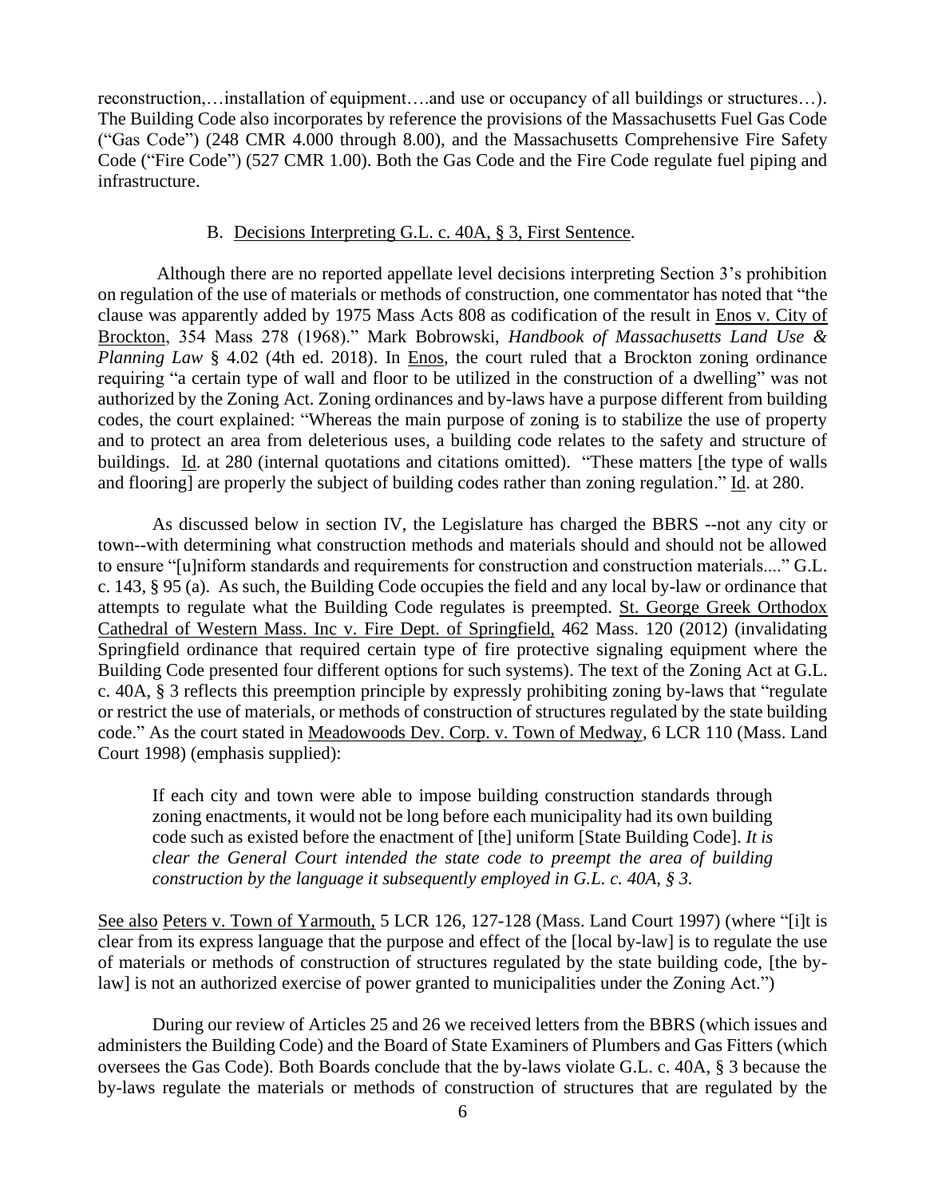reconstruction,…installation of equipment….and use or occupancy of all buildings or structures…). The Building Code also incorporates by reference the provisions of the Massachusetts Fuel Gas Code ("Gas Code") (248 CMR 4.000 through 8.00), and the Massachusetts Comprehensive Fire Safety Code ("Fire Code") (527 CMR 1.00). Both the Gas Code and the Fire Code regulate fuel piping and infrastructure.

### B. Decisions Interpreting G.L. c. 40A, § 3, First Sentence.

Although there are no reported appellate level decisions interpreting Section 3's prohibition on regulation of the use of materials or methods of construction, one commentator has noted that "the clause was apparently added by 1975 Mass Acts 808 as codification of the result in Enos v. City of Brockton, 354 Mass 278 (1968)." Mark Bobrowski, *Handbook of Massachusetts Land Use & Planning Law* § 4.02 (4th ed. 2018). In Enos, the court ruled that a Brockton zoning ordinance requiring "a certain type of wall and floor to be utilized in the construction of a dwelling" was not authorized by the Zoning Act. Zoning ordinances and by-laws have a purpose different from building codes, the court explained: "Whereas the main purpose of zoning is to stabilize the use of property and to protect an area from deleterious uses, a building code relates to the safety and structure of buildings. Id. at 280 (internal quotations and citations omitted). "These matters [the type of walls and flooring] are properly the subject of building codes rather than zoning regulation." Id. at 280.

As discussed below in section IV, the Legislature has charged the BBRS --not any city or town--with determining what construction methods and materials should and should not be allowed to ensure "[u]niform standards and requirements for construction and construction materials...." G.L. c. 143, § 95 (a). As such, the Building Code occupies the field and any local by-law or ordinance that attempts to regulate what the Building Code regulates is preempted. St. George Greek Orthodox Cathedral of Western Mass. Inc v. Fire Dept. of Springfield, 462 Mass. 120 (2012) (invalidating Springfield ordinance that required certain type of fire protective signaling equipment where the Building Code presented four different options for such systems). The text of the Zoning Act at G.L. c. 40A, § 3 reflects this preemption principle by expressly prohibiting zoning by-laws that "regulate or restrict the use of materials, or methods of construction of structures regulated by the state building code." As the court stated in Meadowoods Dev. Corp. v. Town of Medway, 6 LCR 110 (Mass. Land Court 1998) (emphasis supplied):

> If each city and town were able to impose building construction standards through zoning enactments, it would not be long before each municipality had its own building code such as existed before the enactment of [the] uniform [State Building Code]. *It is clear the General Court intended the state code to preempt the area of building construction by the language it subsequently employed in G.L. c. 40A, § 3.*

See also Peters v. Town of Yarmouth, 5 LCR 126, 127-128 (Mass. Land Court 1997) (where "[i]t is clear from its express language that the purpose and effect of the [local by-law] is to regulate the use of materials or methods of construction of structures regulated by the state building code, [the by-law] is not an authorized exercise of power granted to municipalities under the Zoning Act.")

During our review of Articles 25 and 26 we received letters from the BBRS (which issues and administers the Building Code) and the Board of State Examiners of Plumbers and Gas Fitters (which oversees the Gas Code). Both Boards conclude that the by-laws violate G.L. c. 40A, § 3 because the by-laws regulate the materials or methods of construction of structures that are regulated by the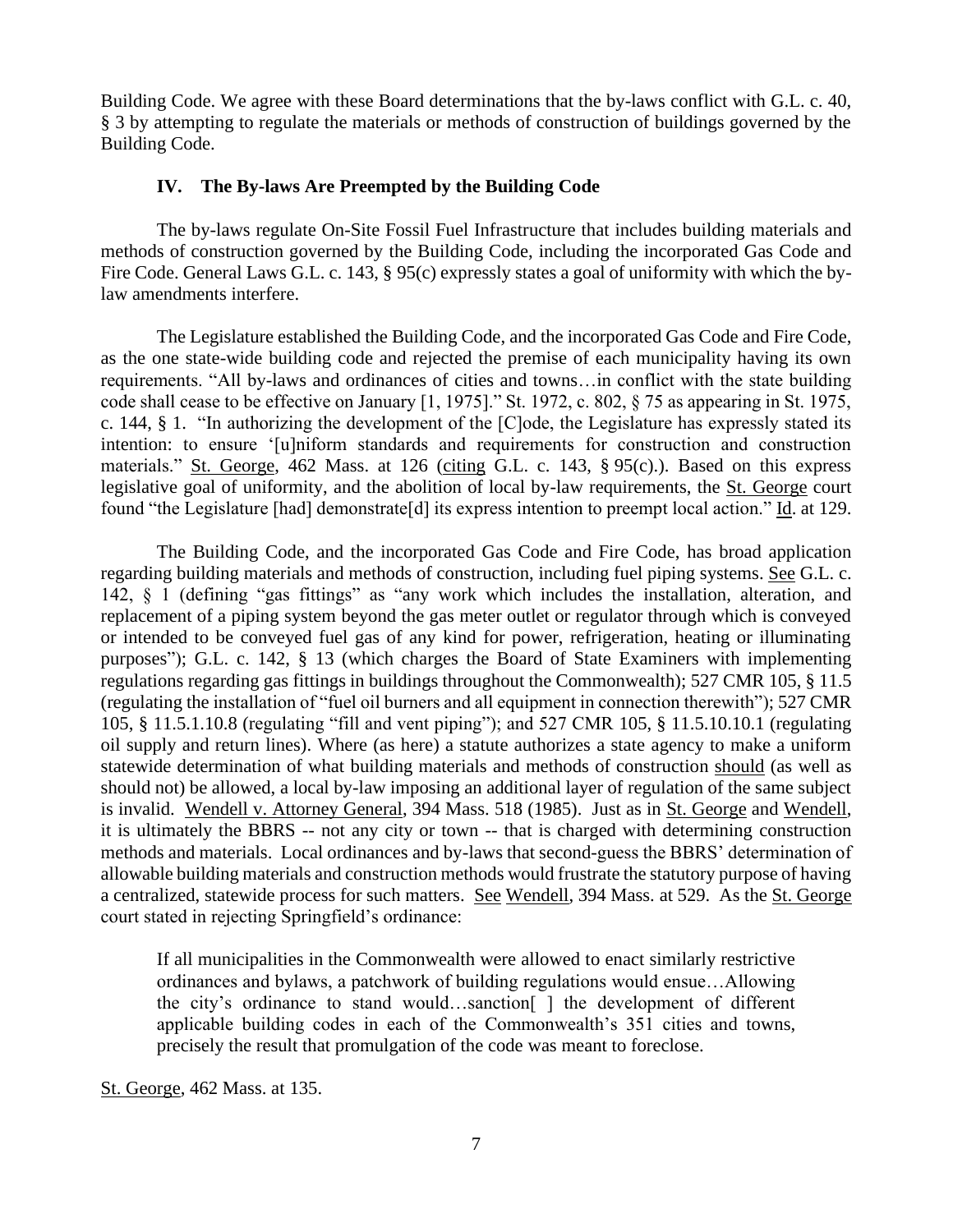Building Code. We agree with these Board determinations that the by-laws conflict with G.L. c. 40, § 3 by attempting to regulate the materials or methods of construction of buildings governed by the Building Code.

## IV. The By-laws Are Preempted by the Building Code

The by-laws regulate On-Site Fossil Fuel Infrastructure that includes building materials and methods of construction governed by the Building Code, including the incorporated Gas Code and Fire Code. General Laws G.L. c. 143, § 95(c) expressly states a goal of uniformity with which the by-law amendments interfere.

The Legislature established the Building Code, and the incorporated Gas Code and Fire Code, as the one state-wide building code and rejected the premise of each municipality having its own requirements. "All by-laws and ordinances of cities and towns…in conflict with the state building code shall cease to be effective on January [1, 1975]." St. 1972, c. 802, § 75 as appearing in St. 1975, c. 144, § 1. "In authorizing the development of the [C]ode, the Legislature has expressly stated its intention: to ensure '[u]niform standards and requirements for construction and construction materials." St. George, 462 Mass. at 126 (citing G.L. c. 143, § 95(c).). Based on this express legislative goal of uniformity, and the abolition of local by-law requirements, the St. George court found "the Legislature [had] demonstrate[d] its express intention to preempt local action." Id. at 129.

The Building Code, and the incorporated Gas Code and Fire Code, has broad application regarding building materials and methods of construction, including fuel piping systems. See G.L. c. 142, § 1 (defining "gas fittings" as "any work which includes the installation, alteration, and replacement of a piping system beyond the gas meter outlet or regulator through which is conveyed or intended to be conveyed fuel gas of any kind for power, refrigeration, heating or illuminating purposes"); G.L. c. 142, § 13 (which charges the Board of State Examiners with implementing regulations regarding gas fittings in buildings throughout the Commonwealth); 527 CMR 105, § 11.5 (regulating the installation of "fuel oil burners and all equipment in connection therewith"); 527 CMR 105, § 11.5.1.10.8 (regulating "fill and vent piping"); and 527 CMR 105, § 11.5.10.10.1 (regulating oil supply and return lines). Where (as here) a statute authorizes a state agency to make a uniform statewide determination of what building materials and methods of construction should (as well as should not) be allowed, a local by-law imposing an additional layer of regulation of the same subject is invalid. Wendell v. Attorney General, 394 Mass. 518 (1985). Just as in St. George and Wendell, it is ultimately the BBRS -- not any city or town -- that is charged with determining construction methods and materials. Local ordinances and by-laws that second-guess the BBRS' determination of allowable building materials and construction methods would frustrate the statutory purpose of having a centralized, statewide process for such matters. See Wendell, 394 Mass. at 529. As the St. George court stated in rejecting Springfield's ordinance:

> If all municipalities in the Commonwealth were allowed to enact similarly restrictive ordinances and bylaws, a patchwork of building regulations would ensue…Allowing the city's ordinance to stand would…sanction[ ] the development of different applicable building codes in each of the Commonwealth's 351 cities and towns, precisely the result that promulgation of the code was meant to foreclose.

St. George, 462 Mass. at 135.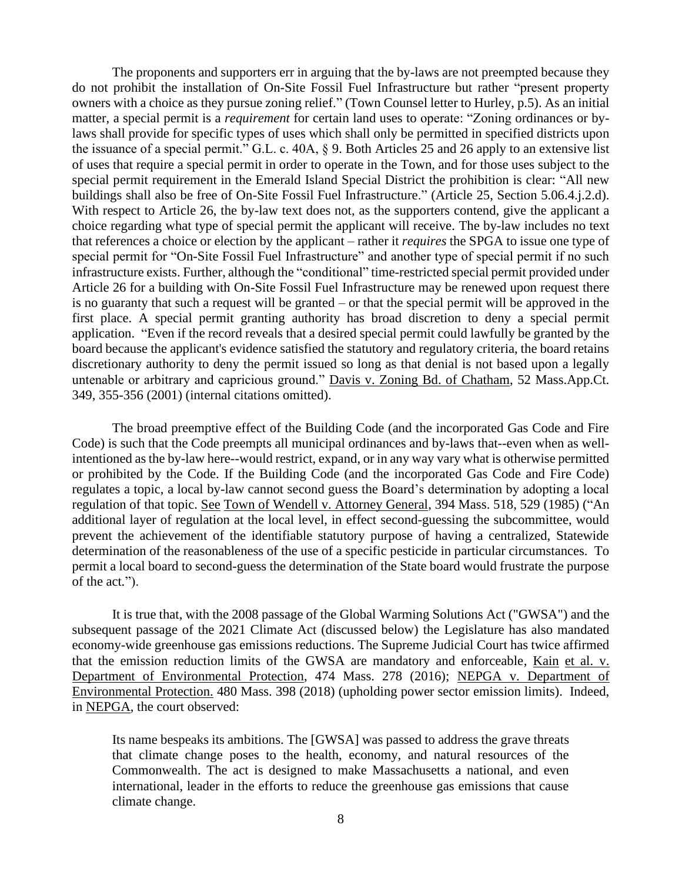The proponents and supporters err in arguing that the by-laws are not preempted because they do not prohibit the installation of On-Site Fossil Fuel Infrastructure but rather "present property owners with a choice as they pursue zoning relief." (Town Counsel letter to Hurley, p.5). As an initial matter, a special permit is a *requirement* for certain land uses to operate: "Zoning ordinances or by-laws shall provide for specific types of uses which shall only be permitted in specified districts upon the issuance of a special permit." G.L. c. 40A, § 9. Both Articles 25 and 26 apply to an extensive list of uses that require a special permit in order to operate in the Town, and for those uses subject to the special permit requirement in the Emerald Island Special District the prohibition is clear: "All new buildings shall also be free of On-Site Fossil Fuel Infrastructure." (Article 25, Section 5.06.4.j.2.d). With respect to Article 26, the by-law text does not, as the supporters contend, give the applicant a choice regarding what type of special permit the applicant will receive. The by-law includes no text that references a choice or election by the applicant – rather it *requires* the SPGA to issue one type of special permit for "On-Site Fossil Fuel Infrastructure" and another type of special permit if no such infrastructure exists. Further, although the "conditional" time-restricted special permit provided under Article 26 for a building with On-Site Fossil Fuel Infrastructure may be renewed upon request there is no guaranty that such a request will be granted – or that the special permit will be approved in the first place. A special permit granting authority has broad discretion to deny a special permit application. "Even if the record reveals that a desired special permit could lawfully be granted by the board because the applicant's evidence satisfied the statutory and regulatory criteria, the board retains discretionary authority to deny the permit issued so long as that denial is not based upon a legally untenable or arbitrary and capricious ground." Davis v. Zoning Bd. of Chatham, 52 Mass.App.Ct. 349, 355-356 (2001) (internal citations omitted).

The broad preemptive effect of the Building Code (and the incorporated Gas Code and Fire Code) is such that the Code preempts all municipal ordinances and by-laws that--even when as well-intentioned as the by-law here--would restrict, expand, or in any way vary what is otherwise permitted or prohibited by the Code. If the Building Code (and the incorporated Gas Code and Fire Code) regulates a topic, a local by-law cannot second guess the Board's determination by adopting a local regulation of that topic. See Town of Wendell v. Attorney General, 394 Mass. 518, 529 (1985) ("An additional layer of regulation at the local level, in effect second-guessing the subcommittee, would prevent the achievement of the identifiable statutory purpose of having a centralized, Statewide determination of the reasonableness of the use of a specific pesticide in particular circumstances. To permit a local board to second-guess the determination of the State board would frustrate the purpose of the act.").

It is true that, with the 2008 passage of the Global Warming Solutions Act ("GWSA") and the subsequent passage of the 2021 Climate Act (discussed below) the Legislature has also mandated economy-wide greenhouse gas emissions reductions. The Supreme Judicial Court has twice affirmed that the emission reduction limits of the GWSA are mandatory and enforceable, Kain et al. v. Department of Environmental Protection, 474 Mass. 278 (2016); NEPGA v. Department of Environmental Protection. 480 Mass. 398 (2018) (upholding power sector emission limits). Indeed, in NEPGA, the court observed:

> Its name bespeaks its ambitions. The [GWSA] was passed to address the grave threats that climate change poses to the health, economy, and natural resources of the Commonwealth. The act is designed to make Massachusetts a national, and even international, leader in the efforts to reduce the greenhouse gas emissions that cause climate change.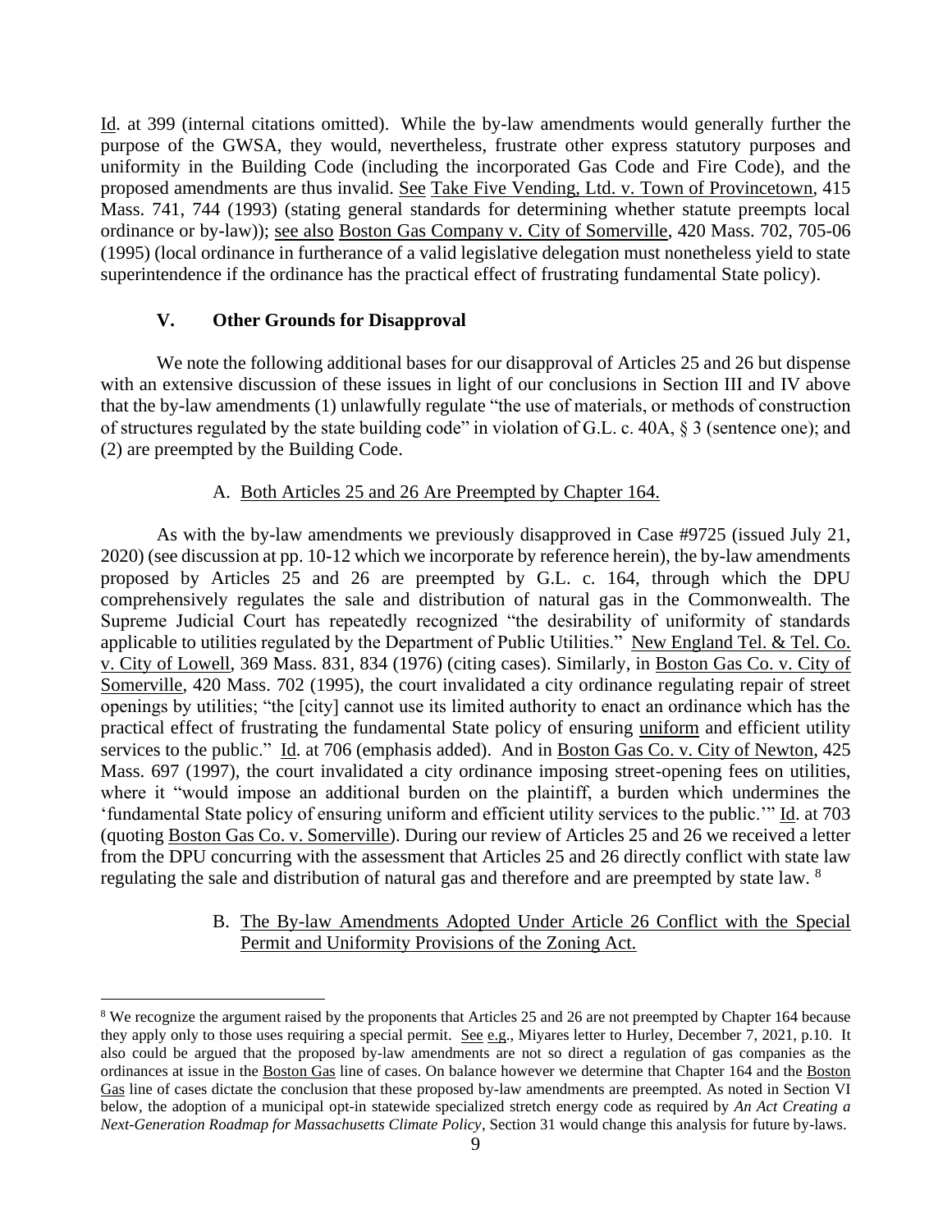Id. at 399 (internal citations omitted). While the by-law amendments would generally further the purpose of the GWSA, they would, nevertheless, frustrate other express statutory purposes and uniformity in the Building Code (including the incorporated Gas Code and Fire Code), and the proposed amendments are thus invalid. See Take Five Vending, Ltd. v. Town of Provincetown, 415 Mass. 741, 744 (1993) (stating general standards for determining whether statute preempts local ordinance or by-law)); see also Boston Gas Company v. City of Somerville, 420 Mass. 702, 705-06 (1995) (local ordinance in furtherance of a valid legislative delegation must nonetheless yield to state superintendence if the ordinance has the practical effect of frustrating fundamental State policy).

## V. Other Grounds for Disapproval

We note the following additional bases for our disapproval of Articles 25 and 26 but dispense with an extensive discussion of these issues in light of our conclusions in Section III and IV above that the by-law amendments (1) unlawfully regulate "the use of materials, or methods of construction of structures regulated by the state building code" in violation of G.L. c. 40A, § 3 (sentence one); and (2) are preempted by the Building Code.

### A. Both Articles 25 and 26 Are Preempted by Chapter 164.

As with the by-law amendments we previously disapproved in Case #9725 (issued July 21, 2020) (see discussion at pp. 10-12 which we incorporate by reference herein), the by-law amendments proposed by Articles 25 and 26 are preempted by G.L. c. 164, through which the DPU comprehensively regulates the sale and distribution of natural gas in the Commonwealth. The Supreme Judicial Court has repeatedly recognized "the desirability of uniformity of standards applicable to utilities regulated by the Department of Public Utilities." New England Tel. & Tel. Co. v. City of Lowell, 369 Mass. 831, 834 (1976) (citing cases). Similarly, in Boston Gas Co. v. City of Somerville, 420 Mass. 702 (1995), the court invalidated a city ordinance regulating repair of street openings by utilities; "the [city] cannot use its limited authority to enact an ordinance which has the practical effect of frustrating the fundamental State policy of ensuring uniform and efficient utility services to the public." Id. at 706 (emphasis added). And in Boston Gas Co. v. City of Newton, 425 Mass. 697 (1997), the court invalidated a city ordinance imposing street-opening fees on utilities, where it "would impose an additional burden on the plaintiff, a burden which undermines the 'fundamental State policy of ensuring uniform and efficient utility services to the public.'" Id. at 703 (quoting Boston Gas Co. v. Somerville). During our review of Articles 25 and 26 we received a letter from the DPU concurring with the assessment that Articles 25 and 26 directly conflict with state law regulating the sale and distribution of natural gas and therefore and are preempted by state law. [8]

### B. The By-law Amendments Adopted Under Article 26 Conflict with the Special Permit and Uniformity Provisions of the Zoning Act.

[8] We recognize the argument raised by the proponents that Articles 25 and 26 are not preempted by Chapter 164 because they apply only to those uses requiring a special permit. See e.g., Miyares letter to Hurley, December 7, 2021, p.10. It also could be argued that the proposed by-law amendments are not so direct a regulation of gas companies as the ordinances at issue in the Boston Gas line of cases. On balance however we determine that Chapter 164 and the Boston Gas line of cases dictate the conclusion that these proposed by-law amendments are preempted. As noted in Section VI below, the adoption of a municipal opt-in statewide specialized stretch energy code as required by *An Act Creating a Next-Generation Roadmap for Massachusetts Climate Policy*, Section 31 would change this analysis for future by-laws.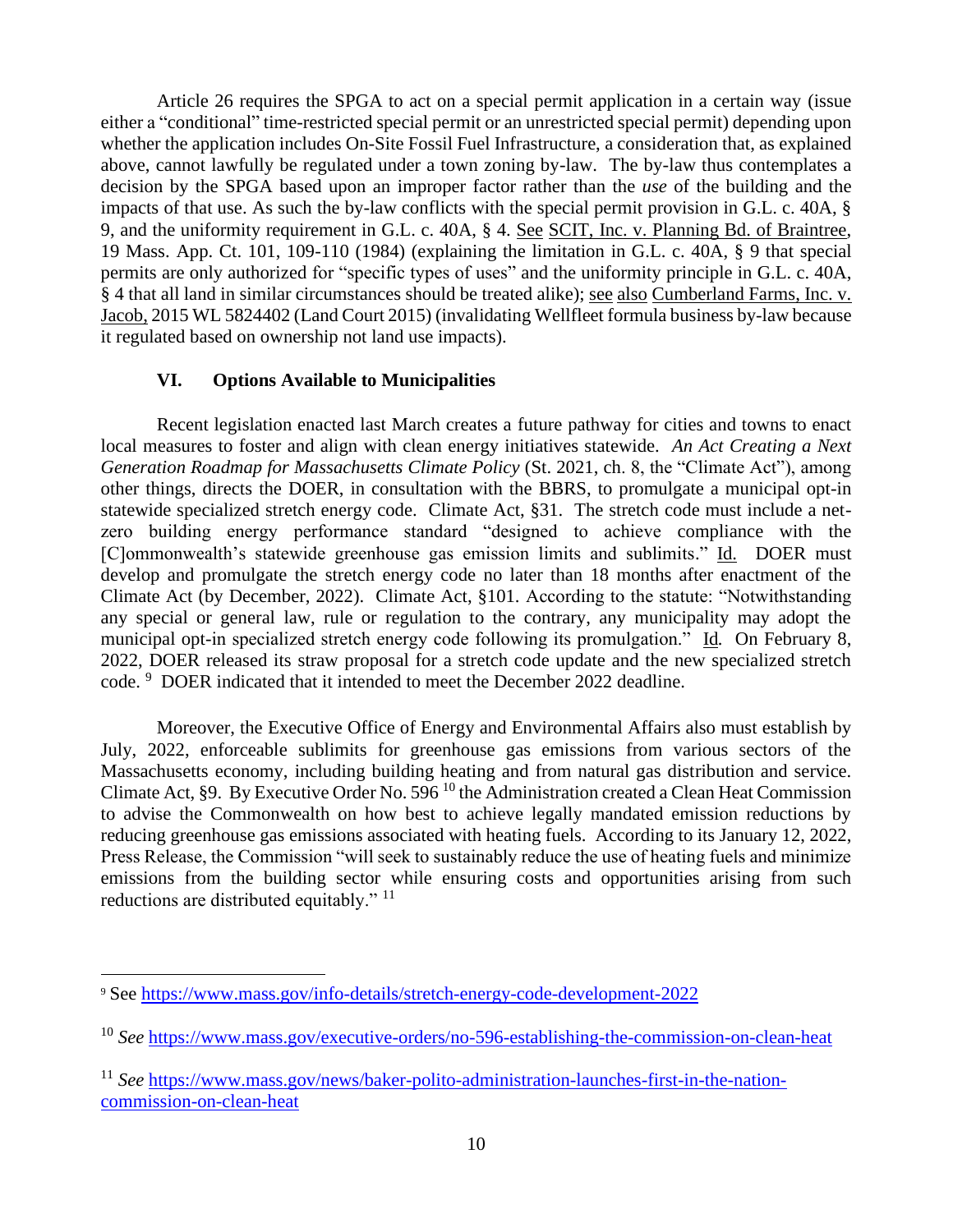Article 26 requires the SPGA to act on a special permit application in a certain way (issue either a "conditional" time-restricted special permit or an unrestricted special permit) depending upon whether the application includes On-Site Fossil Fuel Infrastructure, a consideration that, as explained above, cannot lawfully be regulated under a town zoning by-law. The by-law thus contemplates a decision by the SPGA based upon an improper factor rather than the *use* of the building and the impacts of that use. As such the by-law conflicts with the special permit provision in G.L. c. 40A, § 9, and the uniformity requirement in G.L. c. 40A, § 4. See SCIT, Inc. v. Planning Bd. of Braintree, 19 Mass. App. Ct. 101, 109-110 (1984) (explaining the limitation in G.L. c. 40A, § 9 that special permits are only authorized for "specific types of uses" and the uniformity principle in G.L. c. 40A, § 4 that all land in similar circumstances should be treated alike); see also Cumberland Farms, Inc. v. Jacob, 2015 WL 5824402 (Land Court 2015) (invalidating Wellfleet formula business by-law because it regulated based on ownership not land use impacts).

### VI. Options Available to Municipalities

Recent legislation enacted last March creates a future pathway for cities and towns to enact local measures to foster and align with clean energy initiatives statewide. *An Act Creating a Next Generation Roadmap for Massachusetts Climate Policy* (St. 2021, ch. 8, the "Climate Act"), among other things, directs the DOER, in consultation with the BBRS, to promulgate a municipal opt-in statewide specialized stretch energy code. Climate Act, §31. The stretch code must include a net-zero building energy performance standard "designed to achieve compliance with the [C]ommonwealth's statewide greenhouse gas emission limits and sublimits." Id. DOER must develop and promulgate the stretch energy code no later than 18 months after enactment of the Climate Act (by December, 2022). Climate Act, §101. According to the statute: "Notwithstanding any special or general law, rule or regulation to the contrary, any municipality may adopt the municipal opt-in specialized stretch energy code following its promulgation." Id. On February 8, 2022, DOER released its straw proposal for a stretch code update and the new specialized stretch code. [9] DOER indicated that it intended to meet the December 2022 deadline.

Moreover, the Executive Office of Energy and Environmental Affairs also must establish by July, 2022, enforceable sublimits for greenhouse gas emissions from various sectors of the Massachusetts economy, including building heating and from natural gas distribution and service. Climate Act, §9. By Executive Order No. 596 [10] the Administration created a Clean Heat Commission to advise the Commonwealth on how best to achieve legally mandated emission reductions by reducing greenhouse gas emissions associated with heating fuels. According to its January 12, 2022, Press Release, the Commission "will seek to sustainably reduce the use of heating fuels and minimize emissions from the building sector while ensuring costs and opportunities arising from such reductions are distributed equitably." [11]

---

[9] See https://www.mass.gov/info-details/stretch-energy-code-development-2022

[10] *See* https://www.mass.gov/executive-orders/no-596-establishing-the-commission-on-clean-heat

[11] *See* https://www.mass.gov/news/baker-polito-administration-launches-first-in-the-nation-commission-on-clean-heat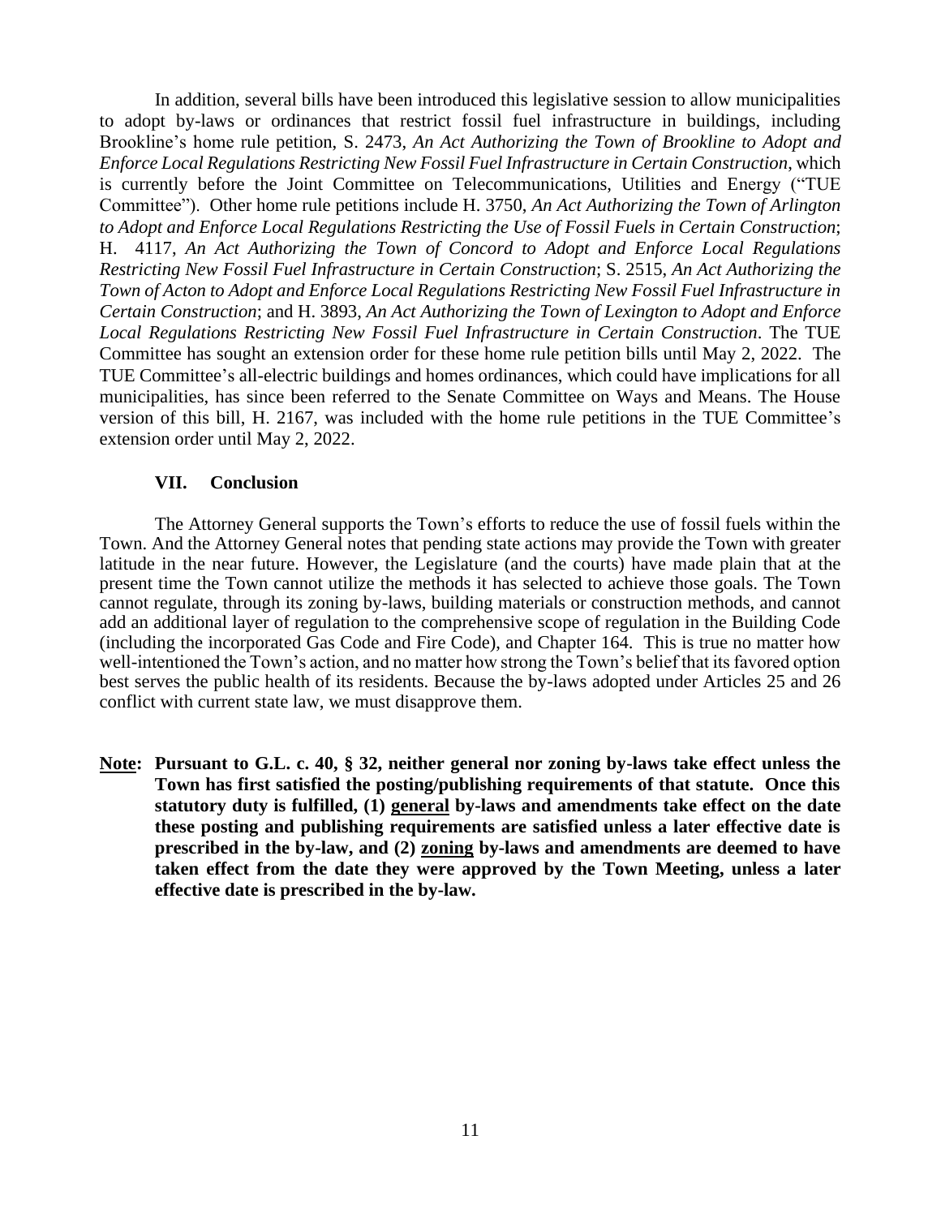In addition, several bills have been introduced this legislative session to allow municipalities to adopt by-laws or ordinances that restrict fossil fuel infrastructure in buildings, including Brookline's home rule petition, S. 2473, *An Act Authorizing the Town of Brookline to Adopt and Enforce Local Regulations Restricting New Fossil Fuel Infrastructure in Certain Construction*, which is currently before the Joint Committee on Telecommunications, Utilities and Energy ("TUE Committee"). Other home rule petitions include H. 3750, *An Act Authorizing the Town of Arlington to Adopt and Enforce Local Regulations Restricting the Use of Fossil Fuels in Certain Construction*; H. 4117, *An Act Authorizing the Town of Concord to Adopt and Enforce Local Regulations Restricting New Fossil Fuel Infrastructure in Certain Construction*; S. 2515, *An Act Authorizing the Town of Acton to Adopt and Enforce Local Regulations Restricting New Fossil Fuel Infrastructure in Certain Construction*; and H. 3893, *An Act Authorizing the Town of Lexington to Adopt and Enforce Local Regulations Restricting New Fossil Fuel Infrastructure in Certain Construction*. The TUE Committee has sought an extension order for these home rule petition bills until May 2, 2022. The TUE Committee's all-electric buildings and homes ordinances, which could have implications for all municipalities, has since been referred to the Senate Committee on Ways and Means. The House version of this bill, H. 2167, was included with the home rule petitions in the TUE Committee's extension order until May 2, 2022.

## VII. Conclusion

The Attorney General supports the Town's efforts to reduce the use of fossil fuels within the Town. And the Attorney General notes that pending state actions may provide the Town with greater latitude in the near future. However, the Legislature (and the courts) have made plain that at the present time the Town cannot utilize the methods it has selected to achieve those goals. The Town cannot regulate, through its zoning by-laws, building materials or construction methods, and cannot add an additional layer of regulation to the comprehensive scope of regulation in the Building Code (including the incorporated Gas Code and Fire Code), and Chapter 164. This is true no matter how well-intentioned the Town's action, and no matter how strong the Town's belief that its favored option best serves the public health of its residents. Because the by-laws adopted under Articles 25 and 26 conflict with current state law, we must disapprove them.

**Note: Pursuant to G.L. c. 40, § 32, neither general nor zoning by-laws take effect unless the Town has first satisfied the posting/publishing requirements of that statute. Once this statutory duty is fulfilled, (1) general by-laws and amendments take effect on the date these posting and publishing requirements are satisfied unless a later effective date is prescribed in the by-law, and (2) zoning by-laws and amendments are deemed to have taken effect from the date they were approved by the Town Meeting, unless a later effective date is prescribed in the by-law.**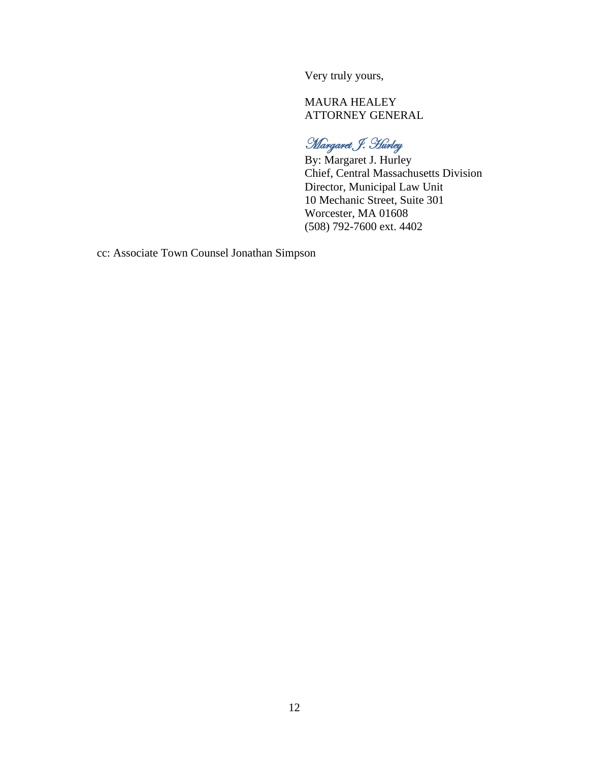Very truly yours,

MAURA HEALEY  
ATTORNEY GENERAL

*Margaret J. Hurley*  
By: Margaret J. Hurley  
Chief, Central Massachusetts Division  
Director, Municipal Law Unit  
10 Mechanic Street, Suite 301  
Worcester, MA 01608  
(508) 792-7600 ext. 4402

cc: Associate Town Counsel Jonathan Simpson